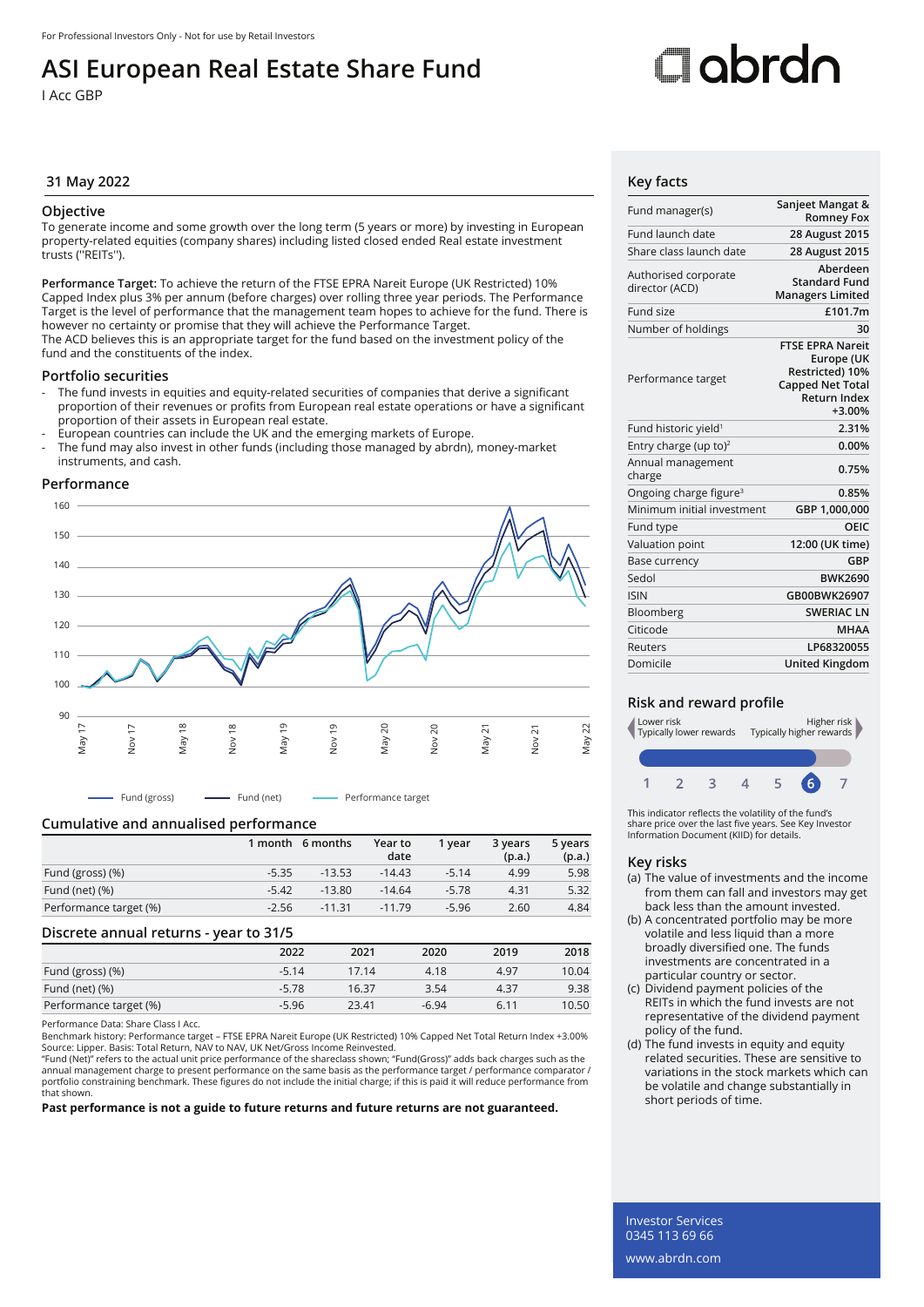For Professional Investors Only - Not for use by Retail Investors

# ASI European Real Estate Share Fund

I Acc GBP

abrdn

31 May 2022

## Objective

To generate income and some growth over the long term (5 years or more) by investing in European property-related equities (company shares) including listed closed ended Real estate investment trusts ("REITs").

**Performance Target:** To achieve the return of the FTSE EPRA Nareit Europe (UK Restricted) 10% Capped Index plus 3% per annum (before charges) over rolling three year periods. The Performance Target is the level of performance that the management team hopes to achieve for the fund. There is however no certainty or promise that they will achieve the Performance Target.
The ACD believes this is an appropriate target for the fund based on the investment policy of the fund and the constituents of the index.

## Portfolio securities

- The fund invests in equities and equity-related securities of companies that derive a significant proportion of their revenues or profits from European real estate operations or have a significant proportion of their assets in European real estate.
- European countries can include the UK and the emerging markets of Europe.
- The fund may also invest in other funds (including those managed by abrdn), money-market instruments, and cash.

## Performance

Fund (gross) — Fund (net) — Performance target

## Cumulative and annualised performance

| | 1 month | 6 months | Year to date | 1 year | 3 years (p.a.) | 5 years (p.a.) |
|---|---|---|---|---|---|---|
| Fund (gross) (%) | -5.35 | -13.53 | -14.43 | -5.14 | 4.99 | 5.98 |
| Fund (net) (%) | -5.42 | -13.80 | -14.64 | -5.78 | 4.31 | 5.32 |
| Performance target (%) | -2.56 | -11.31 | -11.79 | -5.96 | 2.60 | 4.84 |

## Discrete annual returns - year to 31/5

| | 2022 | 2021 | 2020 | 2019 | 2018 |
|---|---|---|---|---|---|
| Fund (gross) (%) | -5.14 | 17.14 | 4.18 | 4.97 | 10.04 |
| Fund (net) (%) | -5.78 | 16.37 | 3.54 | 4.37 | 9.38 |
| Performance target (%) | -5.96 | 23.41 | -6.94 | 6.11 | 10.50 |

Performance Data: Share Class I Acc.
Benchmark history: Performance target – FTSE EPRA Nareit Europe (UK Restricted) 10% Capped Net Total Return Index +3.00%
Source: Lipper. Basis: Total Return, NAV to NAV, UK Net/Gross Income Reinvested.
"Fund (Net)" refers to the actual unit price performance of the shareclass shown; "Fund(Gross)" adds back charges such as the annual management charge to present performance on the same basis as the performance target / performance comparator / portfolio constraining benchmark. These figures do not include the initial charge; if this is paid it will reduce performance from that shown.

**Past performance is not a guide to future returns and future returns are not guaranteed.**

## Key facts

| | |
|---|---|
| Fund manager(s) | Sanjeet Mangat & Romney Fox |
| Fund launch date | 28 August 2015 |
| Share class launch date | 28 August 2015 |
| Authorised corporate director (ACD) | Aberdeen Standard Fund Managers Limited |
| Fund size | £101.7m |
| Number of holdings | 30 |
| Performance target | FTSE EPRA Nareit Europe (UK Restricted) 10% Capped Net Total Return Index +3.00% |
| Fund historic yield[1] | 2.31% |
| Entry charge (up to)[2] | 0.00% |
| Annual management charge | 0.75% |
| Ongoing charge figure[3] | 0.85% |
| Minimum initial investment | GBP 1,000,000 |
| Fund type | OEIC |
| Valuation point | 12:00 (UK time) |
| Base currency | GBP |
| Sedol | BWK2690 |
| ISIN | GB00BWK26907 |
| Bloomberg | SWERIAC LN |
| Citicode | MHAA |
| Reuters | LP68320055 |
| Domicile | United Kingdom |

## Risk and reward profile

Lower risk — Typically lower rewards | Higher risk — Typically higher rewards

1 2 3 4 5 **6** 7

This indicator reflects the volatility of the fund's share price over the last five years. See Key Investor Information Document (KIID) for details.

## Key risks

(a) The value of investments and the income from them can fall and investors may get back less than the amount invested.
(b) A concentrated portfolio may be more volatile and less liquid than a more broadly diversified one. The funds investments are concentrated in a particular country or sector.
(c) Dividend payment policies of the REITs in which the fund invests are not representative of the dividend payment policy of the fund.
(d) The fund invests in equity and equity related securities. These are sensitive to variations in the stock markets which can be volatile and change substantially in short periods of time.

Investor Services
0345 113 69 66
www.abrdn.com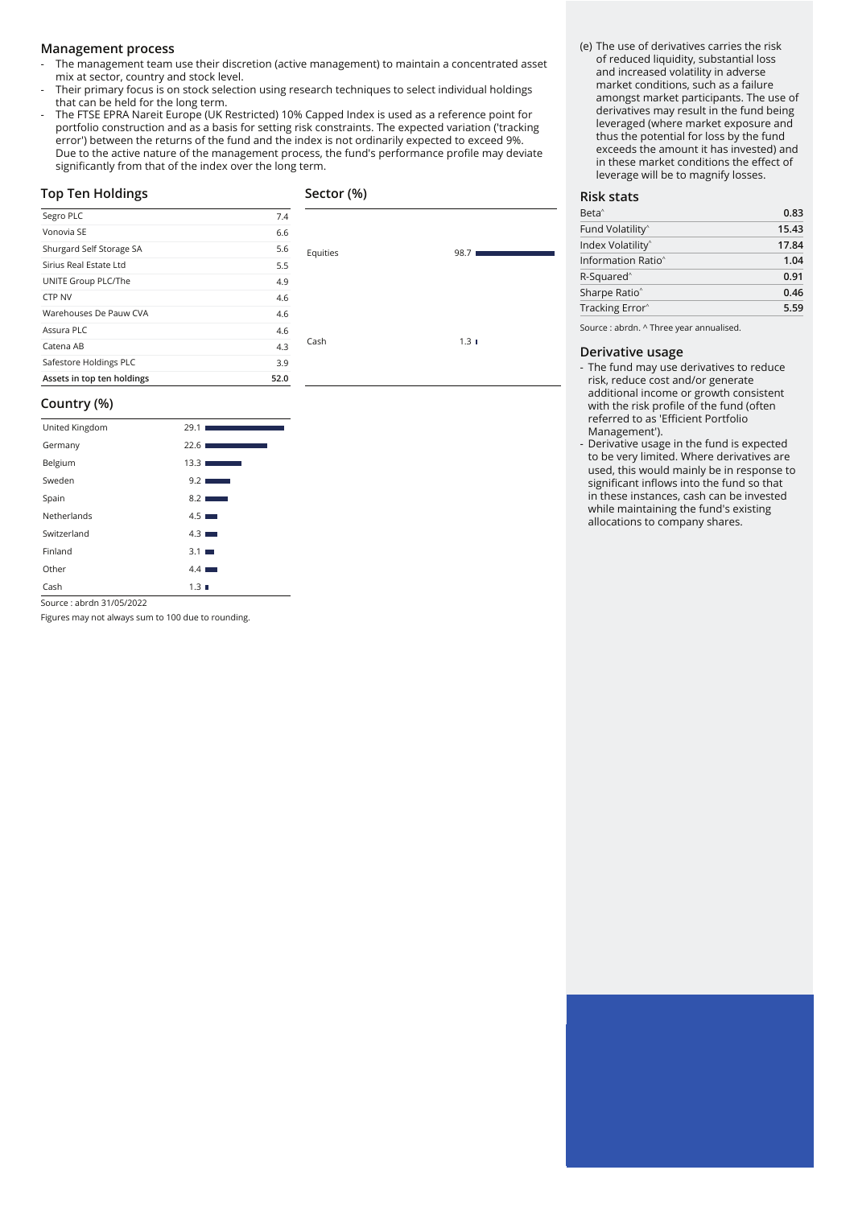## Management process

- The management team use their discretion (active management) to maintain a concentrated asset mix at sector, country and stock level.
- Their primary focus is on stock selection using research techniques to select individual holdings that can be held for the long term.
- The FTSE EPRA Nareit Europe (UK Restricted) 10% Capped Index is used as a reference point for portfolio construction and as a basis for setting risk constraints. The expected variation ('tracking error') between the returns of the fund and the index is not ordinarily expected to exceed 9%. Due to the active nature of the management process, the fund's performance profile may deviate significantly from that of the index over the long term.

## Top Ten Holdings

| Holding | % |
|---|---|
| Segro PLC | 7.4 |
| Vonovia SE | 6.6 |
| Shurgard Self Storage SA | 5.6 |
| Sirius Real Estate Ltd | 5.5 |
| UNITE Group PLC/The | 4.9 |
| CTP NV | 4.6 |
| Warehouses De Pauw CVA | 4.6 |
| Assura PLC | 4.6 |
| Catena AB | 4.3 |
| Safestore Holdings PLC | 3.9 |
| **Assets in top ten holdings** | **52.0** |

## Sector (%)

| Sector | % |
|---|---|
| Equities | 98.7 |
| Cash | 1.3 |

## Country (%)

| Country | % |
|---|---|
| United Kingdom | 29.1 |
| Germany | 22.6 |
| Belgium | 13.3 |
| Sweden | 9.2 |
| Spain | 8.2 |
| Netherlands | 4.5 |
| Switzerland | 4.3 |
| Finland | 3.1 |
| Other | 4.4 |
| Cash | 1.3 |

Source : abrdn 31/05/2022

Figures may not always sum to 100 due to rounding.

(e) The use of derivatives carries the risk of reduced liquidity, substantial loss and increased volatility in adverse market conditions, such as a failure amongst market participants. The use of derivatives may result in the fund being leveraged (where market exposure and thus the potential for loss by the fund exceeds the amount it has invested) and in these market conditions the effect of leverage will be to magnify losses.

## Risk stats

| Stat | Value |
|---|---|
| Beta^ | **0.83** |
| Fund Volatility^ | **15.43** |
| Index Volatility^ | **17.84** |
| Information Ratio^ | **1.04** |
| R-Squared^ | **0.91** |
| Sharpe Ratio^ | **0.46** |
| Tracking Error^ | **5.59** |

Source : abrdn. ^ Three year annualised.

## Derivative usage

- The fund may use derivatives to reduce risk, reduce cost and/or generate additional income or growth consistent with the risk profile of the fund (often referred to as 'Efficient Portfolio Management').
- Derivative usage in the fund is expected to be very limited. Where derivatives are used, this would mainly be in response to significant inflows into the fund so that in these instances, cash can be invested while maintaining the fund's existing allocations to company shares.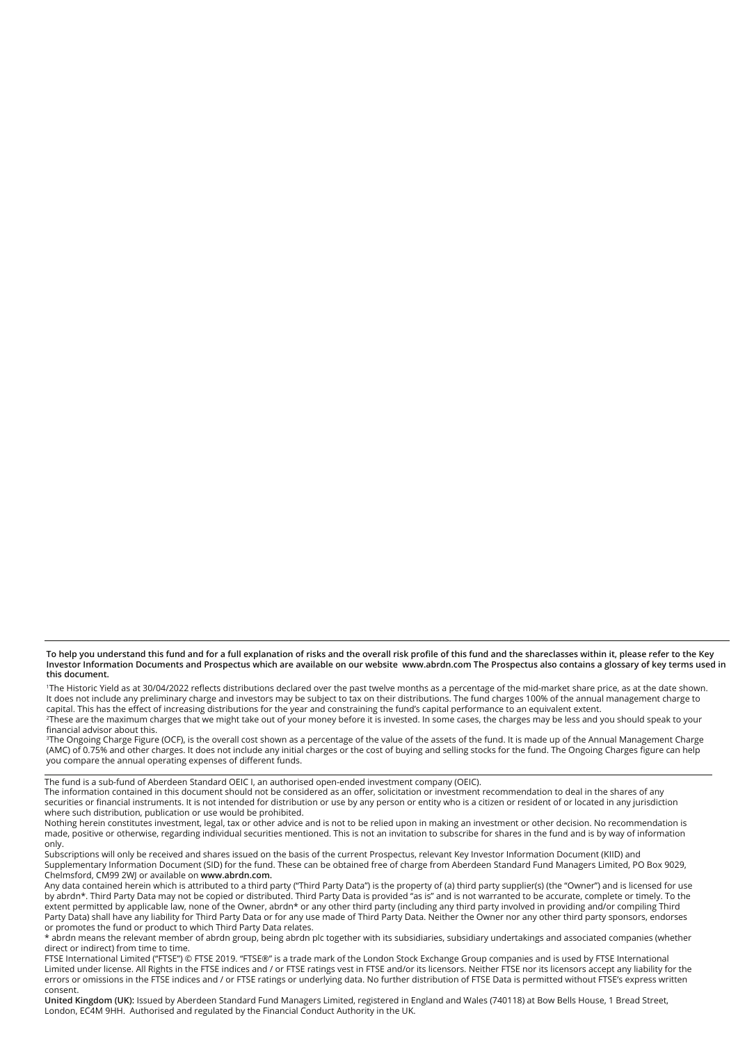**To help you understand this fund and for a full explanation of risks and the overall risk profile of this fund and the shareclasses within it, please refer to the Key Investor Information Documents and Prospectus which are available on our website www.abrdn.com The Prospectus also contains a glossary of key terms used in this document.**

[1]The Historic Yield as at 30/04/2022 reflects distributions declared over the past twelve months as a percentage of the mid-market share price, as at the date shown. It does not include any preliminary charge and investors may be subject to tax on their distributions. The fund charges 100% of the annual management charge to capital. This has the effect of increasing distributions for the year and constraining the fund's capital performance to an equivalent extent.

[2]These are the maximum charges that we might take out of your money before it is invested. In some cases, the charges may be less and you should speak to your financial advisor about this.

[3]The Ongoing Charge Figure (OCF), is the overall cost shown as a percentage of the value of the assets of the fund. It is made up of the Annual Management Charge (AMC) of 0.75% and other charges. It does not include any initial charges or the cost of buying and selling stocks for the fund. The Ongoing Charges figure can help you compare the annual operating expenses of different funds.

---

The fund is a sub-fund of Aberdeen Standard OEIC I, an authorised open-ended investment company (OEIC).

The information contained in this document should not be considered as an offer, solicitation or investment recommendation to deal in the shares of any securities or financial instruments. It is not intended for distribution or use by any person or entity who is a citizen or resident of or located in any jurisdiction where such distribution, publication or use would be prohibited.

Nothing herein constitutes investment, legal, tax or other advice and is not to be relied upon in making an investment or other decision. No recommendation is made, positive or otherwise, regarding individual securities mentioned. This is not an invitation to subscribe for shares in the fund and is by way of information only.

Subscriptions will only be received and shares issued on the basis of the current Prospectus, relevant Key Investor Information Document (KIID) and Supplementary Information Document (SID) for the fund. These can be obtained free of charge from Aberdeen Standard Fund Managers Limited, PO Box 9029, Chelmsford, CM99 2WJ or available on **www.abrdn.com**.

Any data contained herein which is attributed to a third party ("Third Party Data") is the property of (a) third party supplier(s) (the "Owner") and is licensed for use by abrdn*. Third Party Data may not be copied or distributed. Third Party Data is provided "as is" and is not warranted to be accurate, complete or timely. To the extent permitted by applicable law, none of the Owner, abrdn* or any other third party (including any third party involved in providing and/or compiling Third Party Data) shall have any liability for Third Party Data or for any use made of Third Party Data. Neither the Owner nor any other third party sponsors, endorses or promotes the fund or product to which Third Party Data relates.

* abrdn means the relevant member of abrdn group, being abrdn plc together with its subsidiaries, subsidiary undertakings and associated companies (whether direct or indirect) from time to time.

FTSE International Limited ("FTSE") © FTSE 2019. "FTSE®" is a trade mark of the London Stock Exchange Group companies and is used by FTSE International Limited under license. All Rights in the FTSE indices and / or FTSE ratings vest in FTSE and/or its licensors. Neither FTSE nor its licensors accept any liability for the errors or omissions in the FTSE indices and / or FTSE ratings or underlying data. No further distribution of FTSE Data is permitted without FTSE's express written consent.

**United Kingdom (UK):** Issued by Aberdeen Standard Fund Managers Limited, registered in England and Wales (740118) at Bow Bells House, 1 Bread Street, London, EC4M 9HH. Authorised and regulated by the Financial Conduct Authority in the UK.